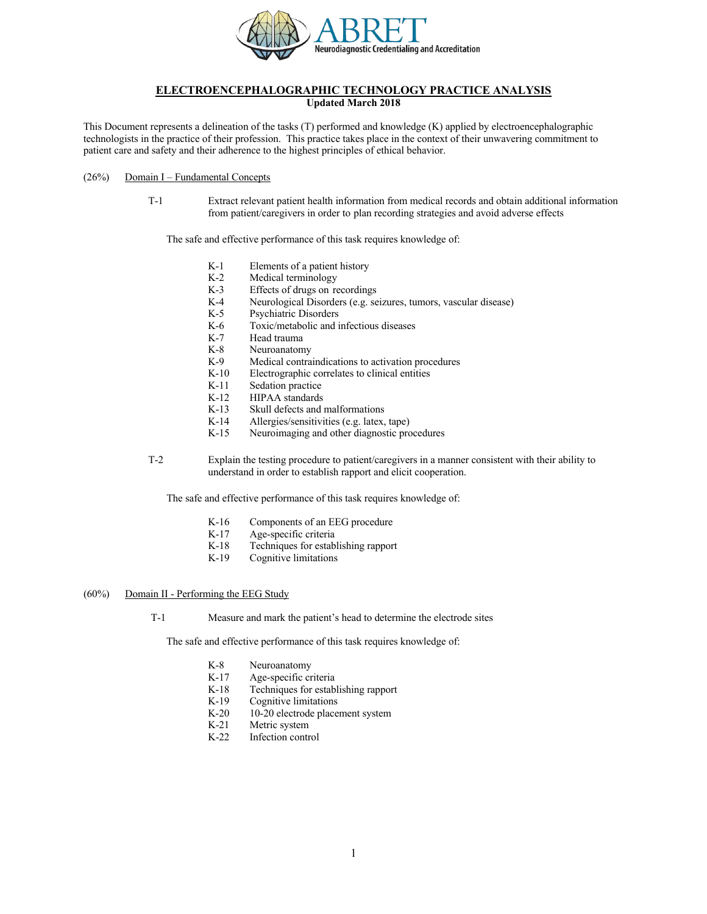ABRET Neurodiagnostic Credentialing and Accreditation

# ELECTROENCEPHALOGRAPHIC TECHNOLOGY PRACTICE ANALYSIS

**Updated March 2018**

This Document represents a delineation of the tasks (T) performed and knowledge (K) applied by electroencephalographic technologists in the practice of their profession. This practice takes place in the context of their unwavering commitment to patient care and safety and their adherence to the highest principles of ethical behavior.

## (26%) Domain I – Fundamental Concepts

T-1 Extract relevant patient health information from medical records and obtain additional information from patient/caregivers in order to plan recording strategies and avoid adverse effects

The safe and effective performance of this task requires knowledge of:

- K-1 Elements of a patient history
- K-2 Medical terminology
- K-3 Effects of drugs on recordings
- K-4 Neurological Disorders (e.g. seizures, tumors, vascular disease)
- K-5 Psychiatric Disorders
- K-6 Toxic/metabolic and infectious diseases
- K-7 Head trauma
- K-8 Neuroanatomy
- K-9 Medical contraindications to activation procedures
- K-10 Electrographic correlates to clinical entities
- K-11 Sedation practice
- K-12 HIPAA standards
- K-13 Skull defects and malformations
- K-14 Allergies/sensitivities (e.g. latex, tape)
- K-15 Neuroimaging and other diagnostic procedures

T-2 Explain the testing procedure to patient/caregivers in a manner consistent with their ability to understand in order to establish rapport and elicit cooperation.

The safe and effective performance of this task requires knowledge of:

- K-16 Components of an EEG procedure
- K-17 Age-specific criteria
- K-18 Techniques for establishing rapport
- K-19 Cognitive limitations

## (60%) Domain II - Performing the EEG Study

T-1 Measure and mark the patient's head to determine the electrode sites

The safe and effective performance of this task requires knowledge of:

- K-8 Neuroanatomy
- K-17 Age-specific criteria
- K-18 Techniques for establishing rapport
- K-19 Cognitive limitations
- K-20 10-20 electrode placement system
- K-21 Metric system
- K-22 Infection control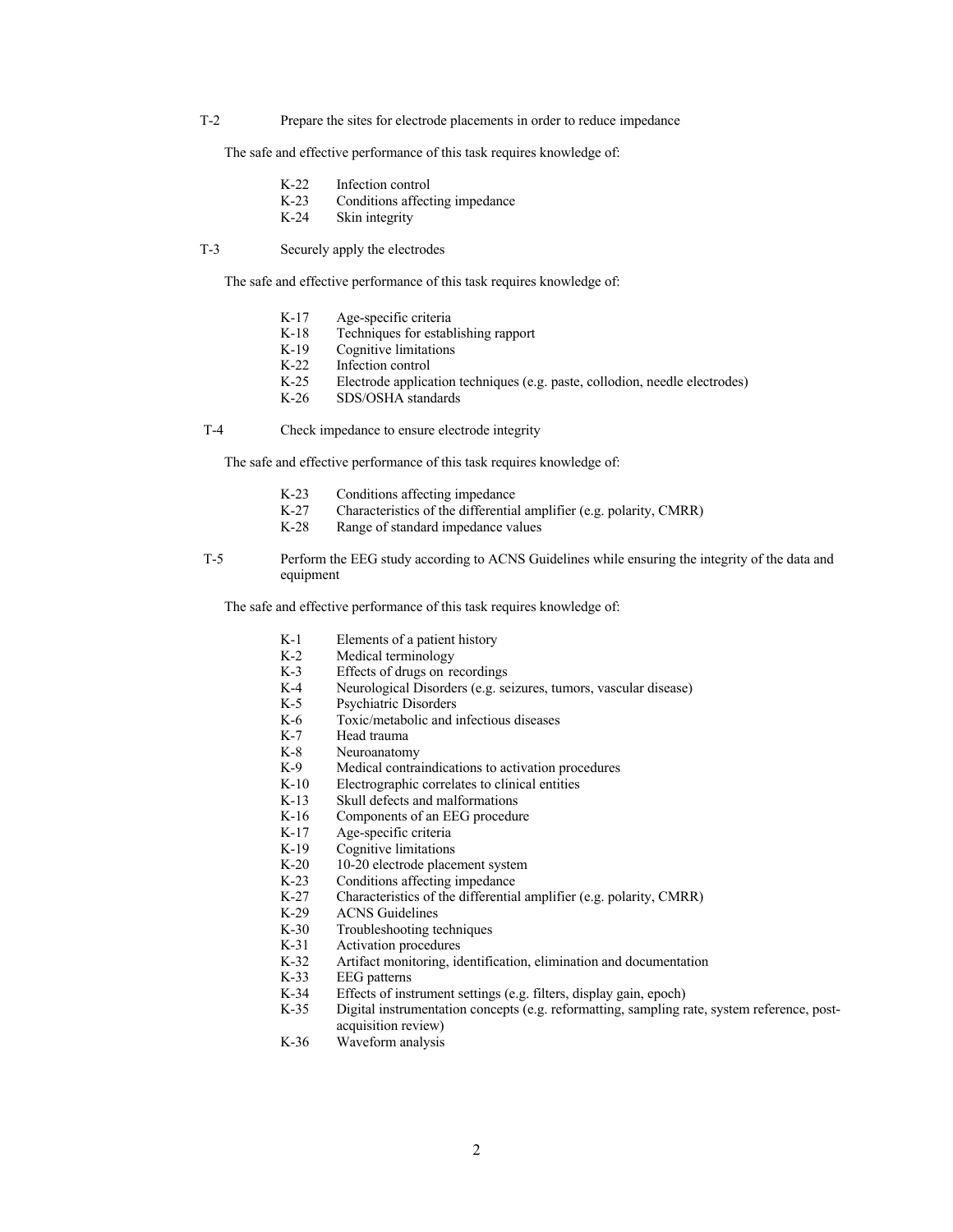T-2 Prepare the sites for electrode placements in order to reduce impedance

The safe and effective performance of this task requires knowledge of:

- K-22 Infection control
- K-23 Conditions affecting impedance
- K-24 Skin integrity

T-3 Securely apply the electrodes

The safe and effective performance of this task requires knowledge of:

- K-17 Age-specific criteria
- K-18 Techniques for establishing rapport
- K-19 Cognitive limitations
- K-22 Infection control
- K-25 Electrode application techniques (e.g. paste, collodion, needle electrodes)
- K-26 SDS/OSHA standards

T-4 Check impedance to ensure electrode integrity

The safe and effective performance of this task requires knowledge of:

- K-23 Conditions affecting impedance
- K-27 Characteristics of the differential amplifier (e.g. polarity, CMRR)
- K-28 Range of standard impedance values

T-5 Perform the EEG study according to ACNS Guidelines while ensuring the integrity of the data and equipment

The safe and effective performance of this task requires knowledge of:

- K-1 Elements of a patient history
- K-2 Medical terminology
- K-3 Effects of drugs on recordings
- K-4 Neurological Disorders (e.g. seizures, tumors, vascular disease)
- K-5 Psychiatric Disorders
- K-6 Toxic/metabolic and infectious diseases
- K-7 Head trauma
- K-8 Neuroanatomy
- K-9 Medical contraindications to activation procedures
- K-10 Electrographic correlates to clinical entities
- K-13 Skull defects and malformations
- K-16 Components of an EEG procedure
- K-17 Age-specific criteria
- K-19 Cognitive limitations
- K-20 10-20 electrode placement system
- K-23 Conditions affecting impedance
- K-27 Characteristics of the differential amplifier (e.g. polarity, CMRR)
- K-29 ACNS Guidelines
- K-30 Troubleshooting techniques
- K-31 Activation procedures
- K-32 Artifact monitoring, identification, elimination and documentation
- K-33 EEG patterns
- K-34 Effects of instrument settings (e.g. filters, display gain, epoch)
- K-35 Digital instrumentation concepts (e.g. reformatting, sampling rate, system reference, post-acquisition review)
- K-36 Waveform analysis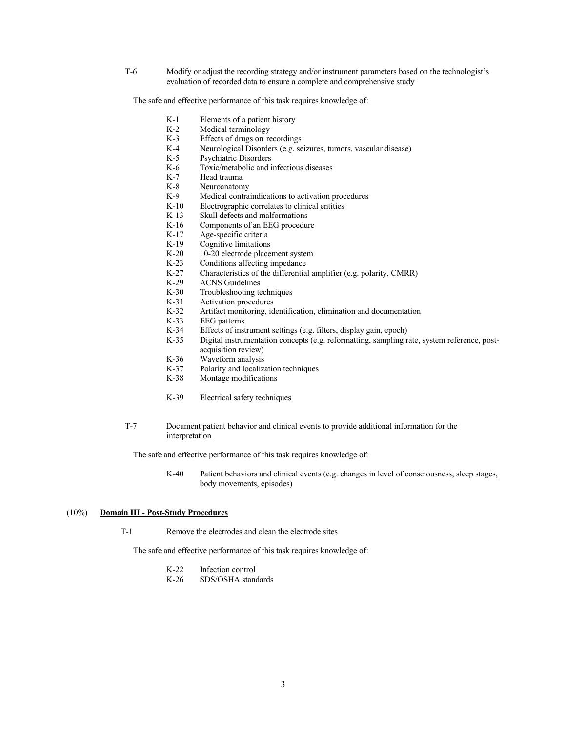T-6 Modify or adjust the recording strategy and/or instrument parameters based on the technologist's evaluation of recorded data to ensure a complete and comprehensive study

The safe and effective performance of this task requires knowledge of:

- K-1 Elements of a patient history
- K-2 Medical terminology
- K-3 Effects of drugs on recordings
- K-4 Neurological Disorders (e.g. seizures, tumors, vascular disease)
- K-5 Psychiatric Disorders
- K-6 Toxic/metabolic and infectious diseases
- K-7 Head trauma
- K-8 Neuroanatomy
- K-9 Medical contraindications to activation procedures
- K-10 Electrographic correlates to clinical entities
- K-13 Skull defects and malformations
- K-16 Components of an EEG procedure
- K-17 Age-specific criteria
- K-19 Cognitive limitations
- K-20 10-20 electrode placement system
- K-23 Conditions affecting impedance
- K-27 Characteristics of the differential amplifier (e.g. polarity, CMRR)
- K-29 ACNS Guidelines
- K-30 Troubleshooting techniques
- K-31 Activation procedures
- K-32 Artifact monitoring, identification, elimination and documentation
- K-33 EEG patterns
- K-34 Effects of instrument settings (e.g. filters, display gain, epoch)
- K-35 Digital instrumentation concepts (e.g. reformatting, sampling rate, system reference, post-acquisition review)
- K-36 Waveform analysis
- K-37 Polarity and localization techniques
- K-38 Montage modifications
- K-39 Electrical safety techniques

T-7 Document patient behavior and clinical events to provide additional information for the interpretation

The safe and effective performance of this task requires knowledge of:

- K-40 Patient behaviors and clinical events (e.g. changes in level of consciousness, sleep stages, body movements, episodes)

## (10%) **Domain III - Post-Study Procedures**

T-1 Remove the electrodes and clean the electrode sites

The safe and effective performance of this task requires knowledge of:

- K-22 Infection control
- K-26 SDS/OSHA standards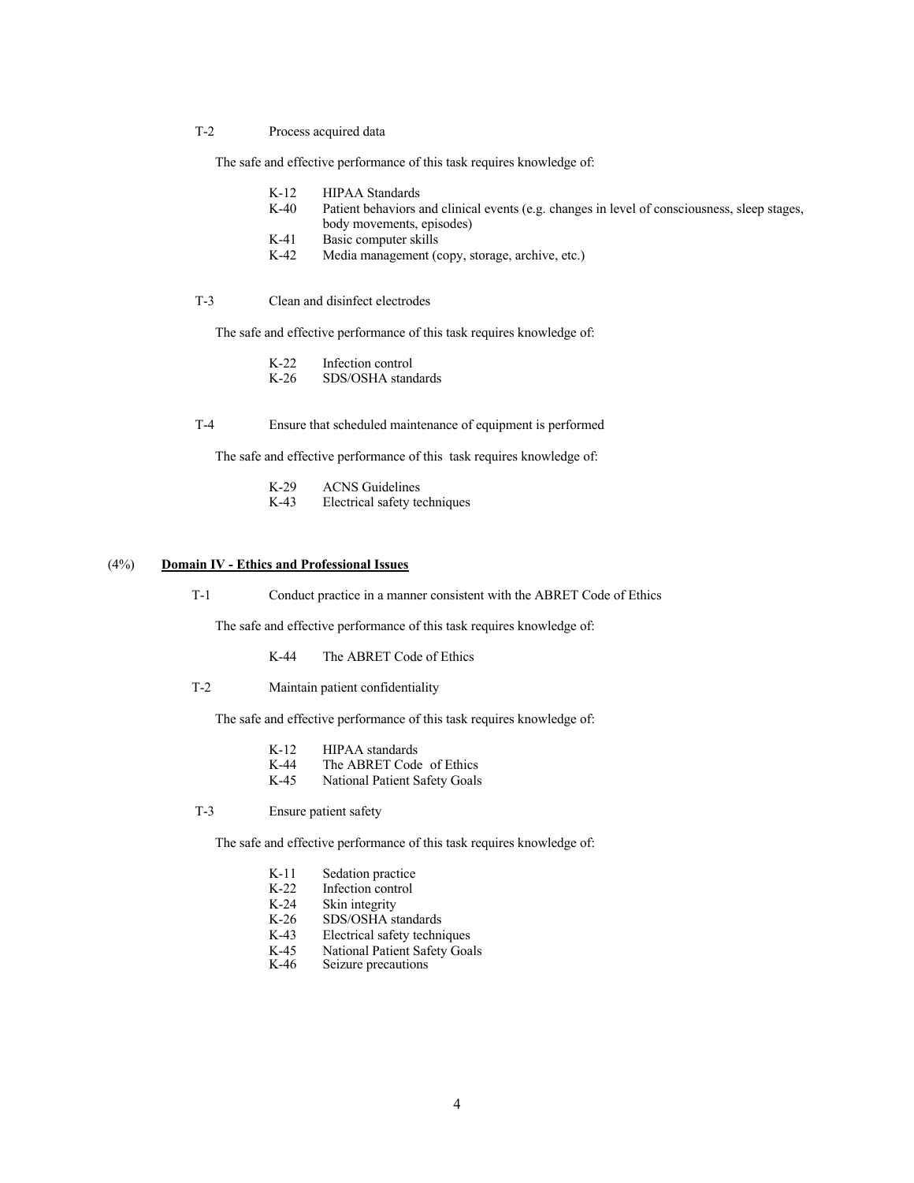T-2 Process acquired data

The safe and effective performance of this task requires knowledge of:

- K-12 HIPAA Standards
- K-40 Patient behaviors and clinical events (e.g. changes in level of consciousness, sleep stages, body movements, episodes)
- K-41 Basic computer skills
- K-42 Media management (copy, storage, archive, etc.)

T-3 Clean and disinfect electrodes

The safe and effective performance of this task requires knowledge of:

- K-22 Infection control
- K-26 SDS/OSHA standards

T-4 Ensure that scheduled maintenance of equipment is performed

The safe and effective performance of this task requires knowledge of:

- K-29 ACNS Guidelines
- K-43 Electrical safety techniques

## (4%) **Domain IV - Ethics and Professional Issues**

T-1 Conduct practice in a manner consistent with the ABRET Code of Ethics

The safe and effective performance of this task requires knowledge of:

- K-44 The ABRET Code of Ethics

T-2 Maintain patient confidentiality

The safe and effective performance of this task requires knowledge of:

- K-12 HIPAA standards
- K-44 The ABRET Code of Ethics
- K-45 National Patient Safety Goals

T-3 Ensure patient safety

The safe and effective performance of this task requires knowledge of:

- K-11 Sedation practice
- K-22 Infection control
- K-24 Skin integrity
- K-26 SDS/OSHA standards
- K-43 Electrical safety techniques
- K-45 National Patient Safety Goals
- K-46 Seizure precautions